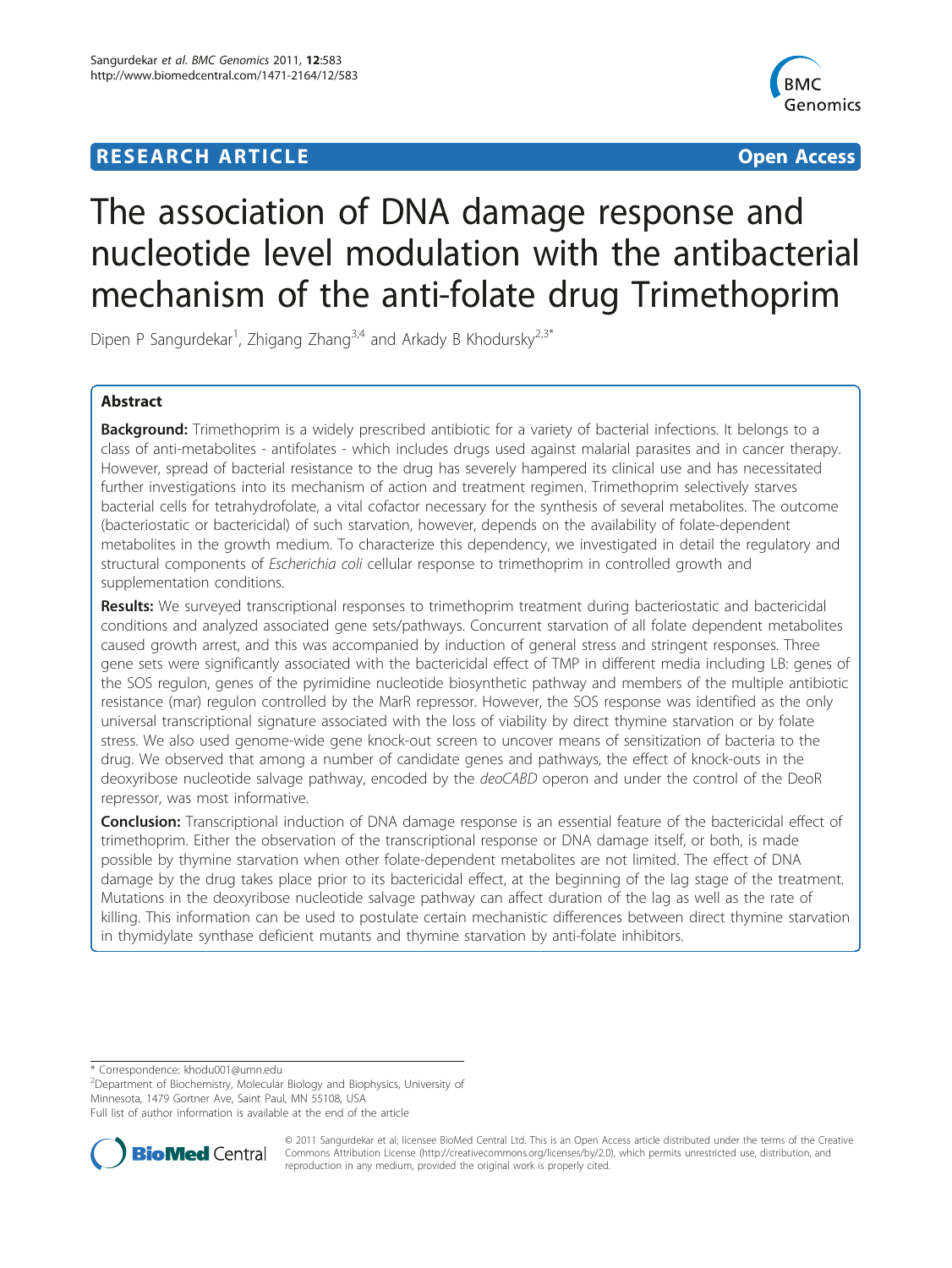**RESEARCH ARTICLE** **Open Access**

# The association of DNA damage response and nucleotide level modulation with the antibacterial mechanism of the anti-folate drug Trimethoprim

Dipen P Sangurdekar[1], Zhigang Zhang[3,4] and Arkady B Khodursky[2,3*]

## Abstract

**Background:** Trimethoprim is a widely prescribed antibiotic for a variety of bacterial infections. It belongs to a class of anti-metabolites - antifolates - which includes drugs used against malarial parasites and in cancer therapy. However, spread of bacterial resistance to the drug has severely hampered its clinical use and has necessitated further investigations into its mechanism of action and treatment regimen. Trimethoprim selectively starves bacterial cells for tetrahydrofolate, a vital cofactor necessary for the synthesis of several metabolites. The outcome (bacteriostatic or bactericidal) of such starvation, however, depends on the availability of folate-dependent metabolites in the growth medium. To characterize this dependency, we investigated in detail the regulatory and structural components of *Escherichia coli* cellular response to trimethoprim in controlled growth and supplementation conditions.

**Results:** We surveyed transcriptional responses to trimethoprim treatment during bacteriostatic and bactericidal conditions and analyzed associated gene sets/pathways. Concurrent starvation of all folate dependent metabolites caused growth arrest, and this was accompanied by induction of general stress and stringent responses. Three gene sets were significantly associated with the bactericidal effect of TMP in different media including LB: genes of the SOS regulon, genes of the pyrimidine nucleotide biosynthetic pathway and members of the multiple antibiotic resistance (mar) regulon controlled by the MarR repressor. However, the SOS response was identified as the only universal transcriptional signature associated with the loss of viability by direct thymine starvation or by folate stress. We also used genome-wide gene knock-out screen to uncover means of sensitization of bacteria to the drug. We observed that among a number of candidate genes and pathways, the effect of knock-outs in the deoxyribose nucleotide salvage pathway, encoded by the *deoCABD* operon and under the control of the DeoR repressor, was most informative.

**Conclusion:** Transcriptional induction of DNA damage response is an essential feature of the bactericidal effect of trimethoprim. Either the observation of the transcriptional response or DNA damage itself, or both, is made possible by thymine starvation when other folate-dependent metabolites are not limited. The effect of DNA damage by the drug takes place prior to its bactericidal effect, at the beginning of the lag stage of the treatment. Mutations in the deoxyribose nucleotide salvage pathway can affect duration of the lag as well as the rate of killing. This information can be used to postulate certain mechanistic differences between direct thymine starvation in thymidylate synthase deficient mutants and thymine starvation by anti-folate inhibitors.

\* Correspondence: khodu001@umn.edu
[2]Department of Biochemistry, Molecular Biology and Biophysics, University of Minnesota, 1479 Gortner Ave, Saint Paul, MN 55108, USA
Full list of author information is available at the end of the article

© 2011 Sangurdekar et al; licensee BioMed Central Ltd. This is an Open Access article distributed under the terms of the Creative Commons Attribution License (http://creativecommons.org/licenses/by/2.0), which permits unrestricted use, distribution, and reproduction in any medium, provided the original work is properly cited.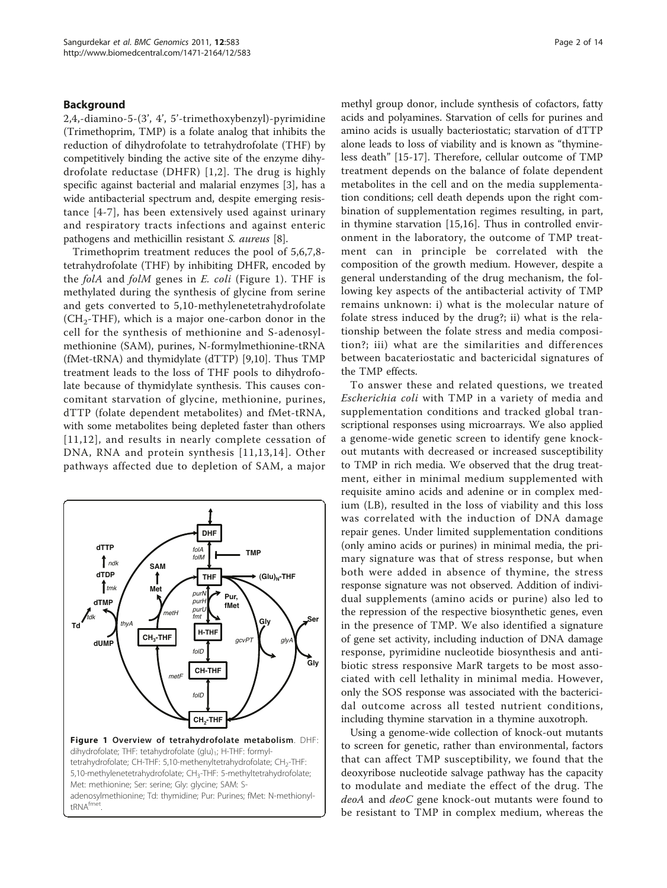## Background

2,4,-diamino-5-(3′, 4′, 5′-trimethoxybenzyl)-pyrimidine (Trimethoprim, TMP) is a folate analog that inhibits the reduction of dihydrofolate to tetrahydrofolate (THF) by competitively binding the active site of the enzyme dihydrofolate reductase (DHFR) [1,2]. The drug is highly specific against bacterial and malarial enzymes [3], has a wide antibacterial spectrum and, despite emerging resistance [4-7], has been extensively used against urinary and respiratory tracts infections and against enteric pathogens and methicillin resistant *S. aureus* [8].

Trimethoprim treatment reduces the pool of 5,6,7,8-tetrahydrofolate (THF) by inhibiting DHFR, encoded by the *folA* and *folM* genes in *E. coli* (Figure 1). THF is methylated during the synthesis of glycine from serine and gets converted to 5,10-methylenetetrahydrofolate ($CH_2$-THF), which is a major one-carbon donor in the cell for the synthesis of methionine and S-adenosylmethionine (SAM), purines, N-formylmethionine-tRNA (fMet-tRNA) and thymidylate (dTTP) [9,10]. Thus TMP treatment leads to the loss of THF pools to dihydrofolate because of thymidylate synthesis. This causes concomitant starvation of glycine, methionine, purines, dTTP (folate dependent metabolites) and fMet-tRNA, with some metabolites being depleted faster than others [11,12], and results in nearly complete cessation of DNA, RNA and protein synthesis [11,13,14]. Other pathways affected due to depletion of SAM, a major methyl group donor, include synthesis of cofactors, fatty acids and polyamines. Starvation of cells for purines and amino acids is usually bacteriostatic; starvation of dTTP alone leads to loss of viability and is known as "thymineless death" [15-17]. Therefore, cellular outcome of TMP treatment depends on the balance of folate dependent metabolites in the cell and on the media supplementation conditions; cell death depends upon the right combination of supplementation regimes resulting, in part, in thymine starvation [15,16]. Thus in controlled environment in the laboratory, the outcome of TMP treatment can in principle be correlated with the composition of the growth medium. However, despite a general understanding of the drug mechanism, the following key aspects of the antibacterial activity of TMP remains unknown: i) what is the molecular nature of folate stress induced by the drug?; ii) what is the relationship between the folate stress and media composition?; iii) what are the similarities and differences between bacateriostatic and bactericidal signatures of the TMP effects.

Figure 1 Overview of tetrahydrofolate metabolism. DHF: dihydrofolate; THF: tetahydrofolate (glu)[1]; H-THF: formyl-tetrahydrofolate; CH-THF: 5,10-methenyltetrahydrofolate; $CH_2$-THF: 5,10-methylenetetrahydrofolate; $CH_3$-THF: 5-methyltetrahydrofolate; Met: methionine; Ser: serine; Gly: glycine; SAM: S-adenosylmethionine; Td: thymidine; Pur: Purines; fMet: N-methionyl-tRNA[fmet].

To answer these and related questions, we treated *Escherichia coli* with TMP in a variety of media and supplementation conditions and tracked global transcriptional responses using microarrays. We also applied a genome-wide genetic screen to identify gene knock-out mutants with decreased or increased susceptibility to TMP in rich media. We observed that the drug treatment, either in minimal medium supplemented with requisite amino acids and adenine or in complex medium (LB), resulted in the loss of viability and this loss was correlated with the induction of DNA damage repair genes. Under limited supplementation conditions (only amino acids or purines) in minimal media, the primary signature was that of stress response, but when both were added in absence of thymine, the stress response signature was not observed. Addition of individual supplements (amino acids or purine) also led to the repression of the respective biosynthetic genes, even in the presence of TMP. We also identified a signature of gene set activity, including induction of DNA damage response, pyrimidine nucleotide biosynthesis and antibiotic stress responsive MarR targets to be most associated with cell lethality in minimal media. However, only the SOS response was associated with the bactericidal outcome across all tested nutrient conditions, including thymine starvation in a thymine auxotroph.

Using a genome-wide collection of knock-out mutants to screen for genetic, rather than environmental, factors that can affect TMP susceptibility, we found that the deoxyribose nucleotide salvage pathway has the capacity to modulate and mediate the effect of the drug. The *deoA* and *deoC* gene knock-out mutants were found to be resistant to TMP in complex medium, whereas the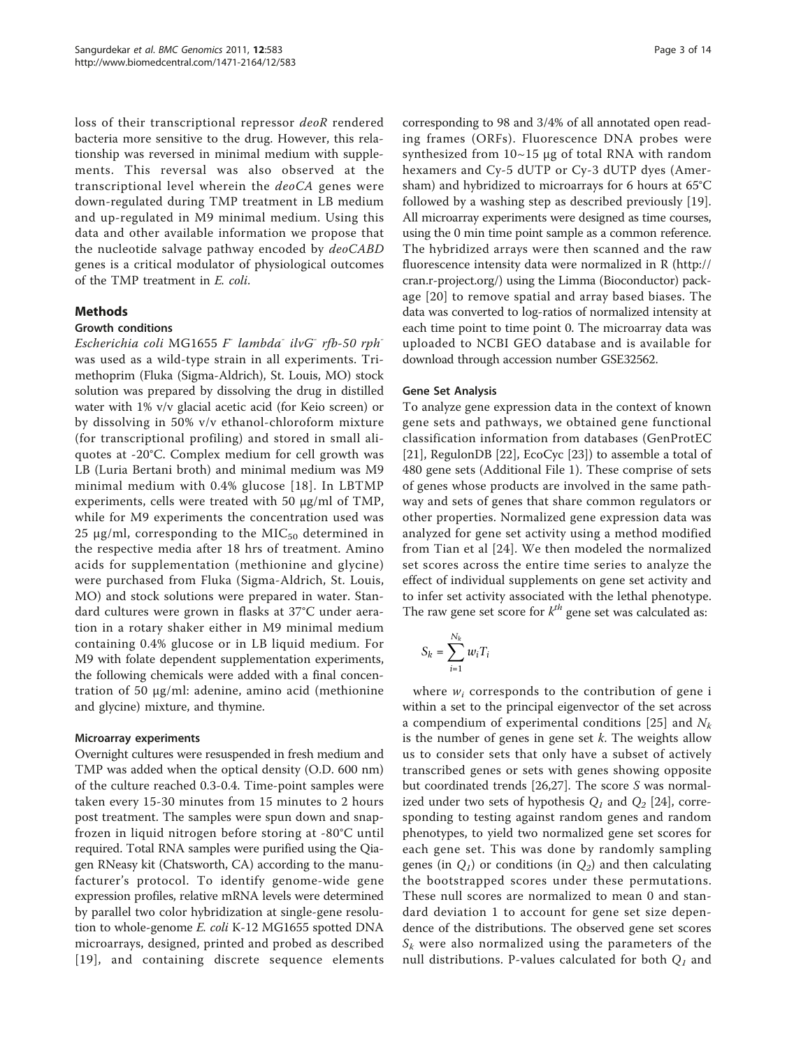loss of their transcriptional repressor *deoR* rendered bacteria more sensitive to the drug. However, this relationship was reversed in minimal medium with supplements. This reversal was also observed at the transcriptional level wherein the *deoCA* genes were down-regulated during TMP treatment in LB medium and up-regulated in M9 minimal medium. Using this data and other available information we propose that the nucleotide salvage pathway encoded by *deoCABD* genes is a critical modulator of physiological outcomes of the TMP treatment in *E. coli*.

## Methods

### Growth conditions

*Escherichia coli* MG1655 *F$^-$ lambda$^-$ ilvG$^-$ rfb-50 rph$^-$* was used as a wild-type strain in all experiments. Trimethoprim (Fluka (Sigma-Aldrich), St. Louis, MO) stock solution was prepared by dissolving the drug in distilled water with 1% v/v glacial acetic acid (for Keio screen) or by dissolving in 50% v/v ethanol-chloroform mixture (for transcriptional profiling) and stored in small aliquotes at -20°C. Complex medium for cell growth was LB (Luria Bertani broth) and minimal medium was M9 minimal medium with 0.4% glucose [18]. In LBTMP experiments, cells were treated with 50 μg/ml of TMP, while for M9 experiments the concentration used was 25 μg/ml, corresponding to the $MIC_{50}$ determined in the respective media after 18 hrs of treatment. Amino acids for supplementation (methionine and glycine) were purchased from Fluka (Sigma-Aldrich, St. Louis, MO) and stock solutions were prepared in water. Standard cultures were grown in flasks at 37°C under aeration in a rotary shaker either in M9 minimal medium containing 0.4% glucose or in LB liquid medium. For M9 with folate dependent supplementation experiments, the following chemicals were added with a final concentration of 50 μg/ml: adenine, amino acid (methionine and glycine) mixture, and thymine.

#### Microarray experiments

Overnight cultures were resuspended in fresh medium and TMP was added when the optical density (O.D. 600 nm) of the culture reached 0.3-0.4. Time-point samples were taken every 15-30 minutes from 15 minutes to 2 hours post treatment. The samples were spun down and snap-frozen in liquid nitrogen before storing at -80°C until required. Total RNA samples were purified using the Qiagen RNeasy kit (Chatsworth, CA) according to the manufacturer's protocol. To identify genome-wide gene expression profiles, relative mRNA levels were determined by parallel two color hybridization at single-gene resolution to whole-genome *E. coli* K-12 MG1655 spotted DNA microarrays, designed, printed and probed as described [19], and containing discrete sequence elements corresponding to 98 and 3/4% of all annotated open reading frames (ORFs). Fluorescence DNA probes were synthesized from 10~15 μg of total RNA with random hexamers and Cy-5 dUTP or Cy-3 dUTP dyes (Amersham) and hybridized to microarrays for 6 hours at 65°C followed by a washing step as described previously [19]. All microarray experiments were designed as time courses, using the 0 min time point sample as a common reference. The hybridized arrays were then scanned and the raw fluorescence intensity data were normalized in R (http://cran.r-project.org/) using the Limma (Bioconductor) package [20] to remove spatial and array based biases. The data was converted to log-ratios of normalized intensity at each time point to time point 0. The microarray data was uploaded to NCBI GEO database and is available for download through accession number GSE32562.

### Gene Set Analysis

To analyze gene expression data in the context of known gene sets and pathways, we obtained gene functional classification information from databases (GenProtEC [21], RegulonDB [22], EcoCyc [23]) to assemble a total of 480 gene sets (Additional File 1). These comprise of sets of genes whose products are involved in the same pathway and sets of genes that share common regulators or other properties. Normalized gene expression data was analyzed for gene set activity using a method modified from Tian et al [24]. We then modeled the normalized set scores across the entire time series to analyze the effect of individual supplements on gene set activity and to infer set activity associated with the lethal phenotype. The raw gene set score for $k^{th}$ gene set was calculated as:

$$S_k = \sum_{i=1}^{N_k} w_i T_i$$

where $w_i$ corresponds to the contribution of gene i within a set to the principal eigenvector of the set across a compendium of experimental conditions [25] and $N_k$ is the number of genes in gene set $k$. The weights allow us to consider sets that only have a subset of actively transcribed genes or sets with genes showing opposite but coordinated trends [26,27]. The score $S$ was normalized under two sets of hypothesis $Q_1$ and $Q_2$ [24], corresponding to testing against random genes and random phenotypes, to yield two normalized gene set scores for each gene set. This was done by randomly sampling genes (in $Q_1$) or conditions (in $Q_2$) and then calculating the bootstrapped scores under these permutations. These null scores are normalized to mean 0 and standard deviation 1 to account for gene set size dependence of the distributions. The observed gene set scores $S_k$ were also normalized using the parameters of the null distributions. P-values calculated for both $Q_1$ and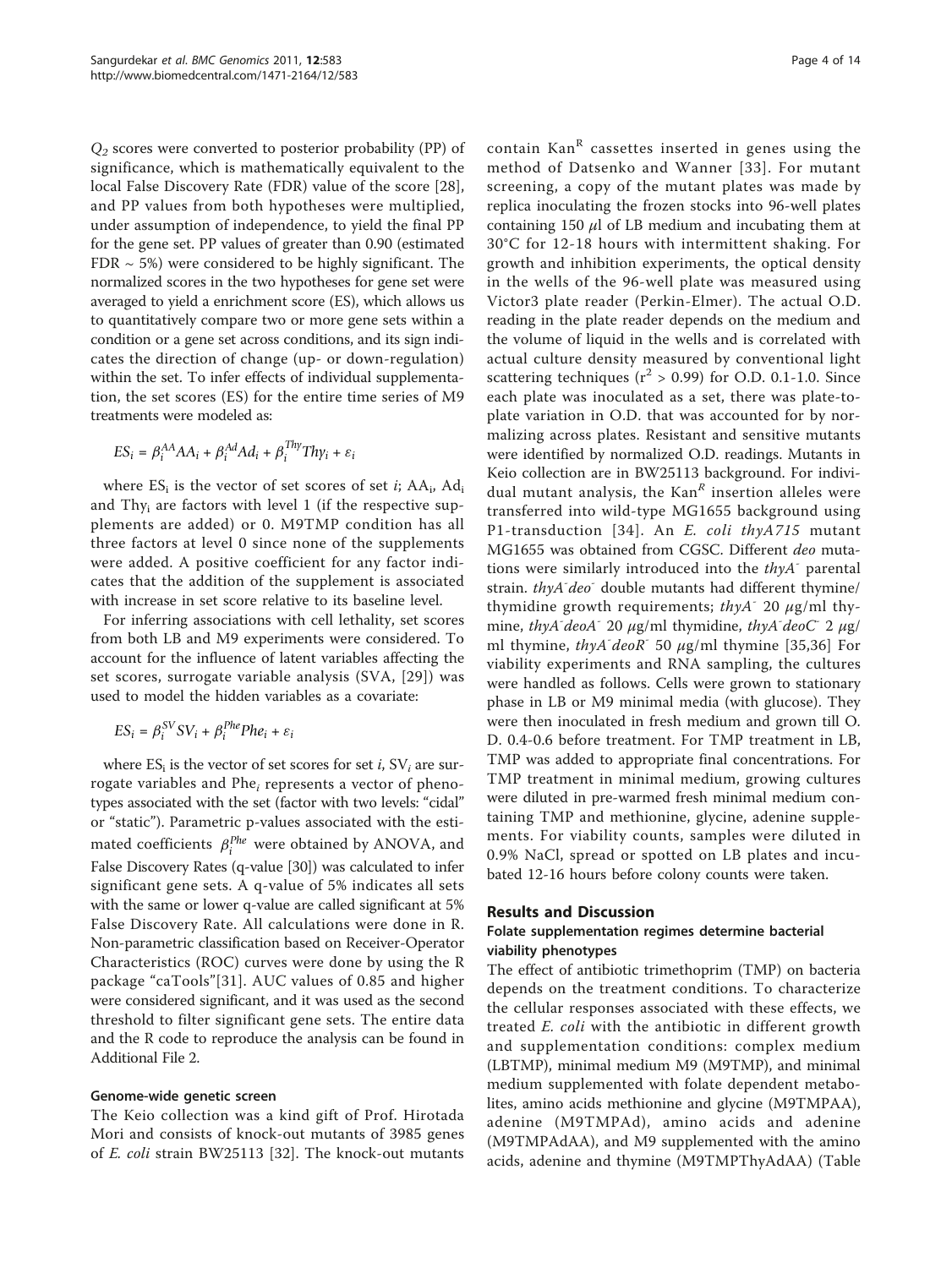$Q_2$ scores were converted to posterior probability (PP) of significance, which is mathematically equivalent to the local False Discovery Rate (FDR) value of the score [28], and PP values from both hypotheses were multiplied, under assumption of independence, to yield the final PP for the gene set. PP values of greater than 0.90 (estimated FDR ~ 5%) were considered to be highly significant. The normalized scores in the two hypotheses for gene set were averaged to yield a enrichment score (ES), which allows us to quantitatively compare two or more gene sets within a condition or a gene set across conditions, and its sign indicates the direction of change (up- or down-regulation) within the set. To infer effects of individual supplementation, the set scores (ES) for the entire time series of M9 treatments were modeled as:

$$ES_i = \beta_i^{AA} AA_i + \beta_i^{Ad} Ad_i + \beta_i^{Thy} Thy_i + \varepsilon_i$$

where $ES_i$ is the vector of set scores of set $i$; $AA_i$, $Ad_i$ and $Thy_i$ are factors with level 1 (if the respective supplements are added) or 0. M9TMP condition has all three factors at level 0 since none of the supplements were added. A positive coefficient for any factor indicates that the addition of the supplement is associated with increase in set score relative to its baseline level.

For inferring associations with cell lethality, set scores from both LB and M9 experiments were considered. To account for the influence of latent variables affecting the set scores, surrogate variable analysis (SVA, [29]) was used to model the hidden variables as a covariate:

$$ES_i = \beta_i^{SV} SV_i + \beta_i^{Phe} Phe_i + \varepsilon_i$$

where $ES_i$ is the vector of set scores for set $i$, $SV_i$ are surrogate variables and $Phe_i$ represents a vector of phenotypes associated with the set (factor with two levels: "cidal" or "static"). Parametric p-values associated with the estimated coefficients $\beta_i^{Phe}$ were obtained by ANOVA, and False Discovery Rates (q-value [30]) was calculated to infer significant gene sets. A q-value of 5% indicates all sets with the same or lower q-value are called significant at 5% False Discovery Rate. All calculations were done in R. Non-parametric classification based on Receiver-Operator Characteristics (ROC) curves were done by using the R package "caTools"[31]. AUC values of 0.85 and higher were considered significant, and it was used as the second threshold to filter significant gene sets. The entire data and the R code to reproduce the analysis can be found in Additional File 2.

### Genome-wide genetic screen

The Keio collection was a kind gift of Prof. Hirotada Mori and consists of knock-out mutants of 3985 genes of *E. coli* strain BW25113 [32]. The knock-out mutants contain $Kan^R$ cassettes inserted in genes using the method of Datsenko and Wanner [33]. For mutant screening, a copy of the mutant plates was made by replica inoculating the frozen stocks into 96-well plates containing 150 $\mu$l of LB medium and incubating them at 30°C for 12-18 hours with intermittent shaking. For growth and inhibition experiments, the optical density in the wells of the 96-well plate was measured using Victor3 plate reader (Perkin-Elmer). The actual O.D. reading in the plate reader depends on the medium and the volume of liquid in the wells and is correlated with actual culture density measured by conventional light scattering techniques ($r^2 > 0.99$) for O.D. 0.1-1.0. Since each plate was inoculated as a set, there was plate-to-plate variation in O.D. that was accounted for by normalizing across plates. Resistant and sensitive mutants were identified by normalized O.D. readings. Mutants in Keio collection are in BW25113 background. For individual mutant analysis, the $Kan^R$ insertion alleles were transferred into wild-type MG1655 background using P1-transduction [34]. An *E. coli thyA715* mutant MG1655 was obtained from CGSC. Different *deo* mutations were similarly introduced into the *thyA*$^-$ parental strain. *thyA*$^-$*deo*$^-$ double mutants had different thymine/thymidine growth requirements; *thyA*$^-$ 20 $\mu$g/ml thymine, *thyA*$^-$*deoA*$^-$ 20 $\mu$g/ml thymidine, *thyA*$^-$*deoC*$^-$ 2 $\mu$g/ml thymine, *thyA*$^-$*deoR*$^-$ 50 $\mu$g/ml thymine [35,36] For viability experiments and RNA sampling, the cultures were handled as follows. Cells were grown to stationary phase in LB or M9 minimal media (with glucose). They were then inoculated in fresh medium and grown till O.D. 0.4-0.6 before treatment. For TMP treatment in LB, TMP was added to appropriate final concentrations. For TMP treatment in minimal medium, growing cultures were diluted in pre-warmed fresh minimal medium containing TMP and methionine, glycine, adenine supplements. For viability counts, samples were diluted in 0.9% NaCl, spread or spotted on LB plates and incubated 12-16 hours before colony counts were taken.

## Results and Discussion

### Folate supplementation regimes determine bacterial viability phenotypes

The effect of antibiotic trimethoprim (TMP) on bacteria depends on the treatment conditions. To characterize the cellular responses associated with these effects, we treated *E. coli* with the antibiotic in different growth and supplementation conditions: complex medium (LBTMP), minimal medium M9 (M9TMP), and minimal medium supplemented with folate dependent metabolites, amino acids methionine and glycine (M9TMPAA), adenine (M9TMPAd), amino acids and adenine (M9TMPAdAA), and M9 supplemented with the amino acids, adenine and thymine (M9TMPThyAdAA) (Table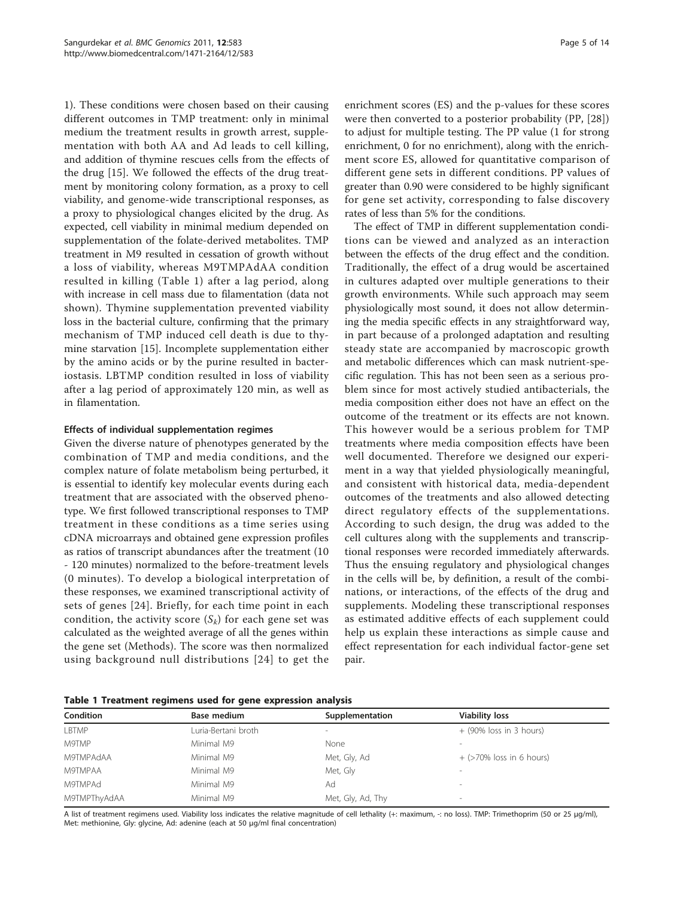1). These conditions were chosen based on their causing different outcomes in TMP treatment: only in minimal medium the treatment results in growth arrest, supplementation with both AA and Ad leads to cell killing, and addition of thymine rescues cells from the effects of the drug [15]. We followed the effects of the drug treatment by monitoring colony formation, as a proxy to cell viability, and genome-wide transcriptional responses, as a proxy to physiological changes elicited by the drug. As expected, cell viability in minimal medium depended on supplementation of the folate-derived metabolites. TMP treatment in M9 resulted in cessation of growth without a loss of viability, whereas M9TMPAdAA condition resulted in killing (Table 1) after a lag period, along with increase in cell mass due to filamentation (data not shown). Thymine supplementation prevented viability loss in the bacterial culture, confirming that the primary mechanism of TMP induced cell death is due to thymine starvation [15]. Incomplete supplementation either by the amino acids or by the purine resulted in bacteriostasis. LBTMP condition resulted in loss of viability after a lag period of approximately 120 min, as well as in filamentation.

### Effects of individual supplementation regimes

Given the diverse nature of phenotypes generated by the combination of TMP and media conditions, and the complex nature of folate metabolism being perturbed, it is essential to identify key molecular events during each treatment that are associated with the observed phenotype. We first followed transcriptional responses to TMP treatment in these conditions as a time series using cDNA microarrays and obtained gene expression profiles as ratios of transcript abundances after the treatment (10 - 120 minutes) normalized to the before-treatment levels (0 minutes). To develop a biological interpretation of these responses, we examined transcriptional activity of sets of genes [24]. Briefly, for each time point in each condition, the activity score ($S_k$) for each gene set was calculated as the weighted average of all the genes within the gene set (Methods). The score was then normalized using background null distributions [24] to get the enrichment scores (ES) and the p-values for these scores were then converted to a posterior probability (PP, [28]) to adjust for multiple testing. The PP value (1 for strong enrichment, 0 for no enrichment), along with the enrichment score ES, allowed for quantitative comparison of different gene sets in different conditions. PP values of greater than 0.90 were considered to be highly significant for gene set activity, corresponding to false discovery rates of less than 5% for the conditions.

The effect of TMP in different supplementation conditions can be viewed and analyzed as an interaction between the effects of the drug effect and the condition. Traditionally, the effect of a drug would be ascertained in cultures adapted over multiple generations to their growth environments. While such approach may seem physiologically most sound, it does not allow determining the media specific effects in any straightforward way, in part because of a prolonged adaptation and resulting steady state are accompanied by macroscopic growth and metabolic differences which can mask nutrient-specific regulation. This has not been seen as a serious problem since for most actively studied antibacterials, the media composition either does not have an effect on the outcome of the treatment or its effects are not known. This however would be a serious problem for TMP treatments where media composition effects have been well documented. Therefore we designed our experiment in a way that yielded physiologically meaningful, and consistent with historical data, media-dependent outcomes of the treatments and also allowed detecting direct regulatory effects of the supplementations. According to such design, the drug was added to the cell cultures along with the supplements and transcriptional responses were recorded immediately afterwards. Thus the ensuing regulatory and physiological changes in the cells will be, by definition, a result of the combinations, or interactions, of the effects of the drug and supplements. Modeling these transcriptional responses as estimated additive effects of each supplement could help us explain these interactions as simple cause and effect representation for each individual factor-gene set pair.

**Table 1 Treatment regimens used for gene expression analysis**

| Condition | Base medium | Supplementation | Viability loss |
|---|---|---|---|
| LBTMP | Luria-Bertani broth | - | + (90% loss in 3 hours) |
| M9TMP | Minimal M9 | None | - |
| M9TMPAdAA | Minimal M9 | Met, Gly, Ad | + (>70% loss in 6 hours) |
| M9TMPAA | Minimal M9 | Met, Gly | - |
| M9TMPAd | Minimal M9 | Ad | - |
| M9TMPThyAdAA | Minimal M9 | Met, Gly, Ad, Thy | - |

A list of treatment regimens used. Viability loss indicates the relative magnitude of cell lethality (+: maximum, -: no loss). TMP: Trimethoprim (50 or 25 μg/ml), Met: methionine, Gly: glycine, Ad: adenine (each at 50 μg/ml final concentration)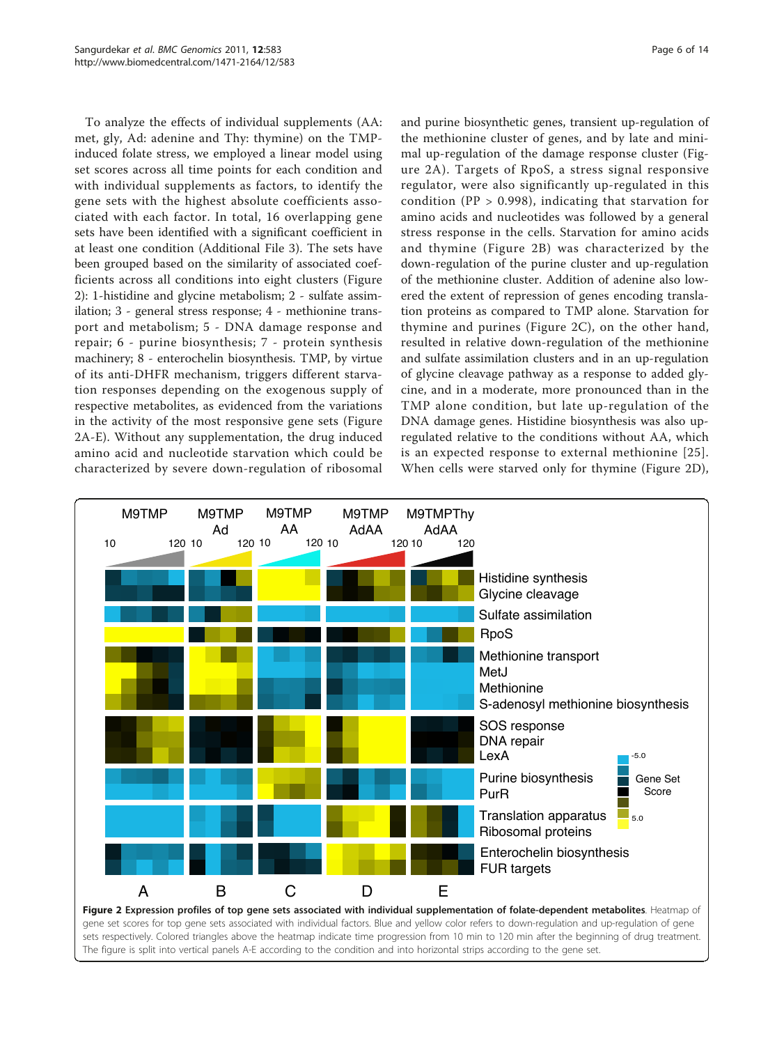To analyze the effects of individual supplements (AA: met, gly, Ad: adenine and Thy: thymine) on the TMP-induced folate stress, we employed a linear model using set scores across all time points for each condition and with individual supplements as factors, to identify the gene sets with the highest absolute coefficients associated with each factor. In total, 16 overlapping gene sets have been identified with a significant coefficient in at least one condition (Additional File 3). The sets have been grouped based on the similarity of associated coefficients across all conditions into eight clusters (Figure 2): 1-histidine and glycine metabolism; 2 - sulfate assimilation; 3 - general stress response; 4 - methionine transport and metabolism; 5 - DNA damage response and repair; 6 - purine biosynthesis; 7 - protein synthesis machinery; 8 - enterochelin biosynthesis. TMP, by virtue of its anti-DHFR mechanism, triggers different starvation responses depending on the exogenous supply of respective metabolites, as evidenced from the variations in the activity of the most responsive gene sets (Figure 2A-E). Without any supplementation, the drug induced amino acid and nucleotide starvation which could be characterized by severe down-regulation of ribosomal and purine biosynthetic genes, transient up-regulation of the methionine cluster of genes, and by late and minimal up-regulation of the damage response cluster (Figure 2A). Targets of RpoS, a stress signal responsive regulator, were also significantly up-regulated in this condition (PP > 0.998), indicating that starvation for amino acids and nucleotides was followed by a general stress response in the cells. Starvation for amino acids and thymine (Figure 2B) was characterized by the down-regulation of the purine cluster and up-regulation of the methionine cluster. Addition of adenine also lowered the extent of repression of genes encoding translation proteins as compared to TMP alone. Starvation for thymine and purines (Figure 2C), on the other hand, resulted in relative down-regulation of the methionine and sulfate assimilation clusters and in an up-regulation of glycine cleavage pathway as a response to added glycine, and in a moderate, more pronounced than in the TMP alone condition, but late up-regulation of the DNA damage genes. Histidine biosynthesis was also up-regulated relative to the conditions without AA, which is an expected response to external methionine [25]. When cells were starved only for thymine (Figure 2D),

**Figure 2 Expression profiles of top gene sets associated with individual supplementation of folate-dependent metabolites**. Heatmap of gene set scores for top gene sets associated with individual factors. Blue and yellow color refers to down-regulation and up-regulation of gene sets respectively. Colored triangles above the heatmap indicate time progression from 10 min to 120 min after the beginning of drug treatment. The figure is split into vertical panels A-E according to the condition and into horizontal strips according to the gene set.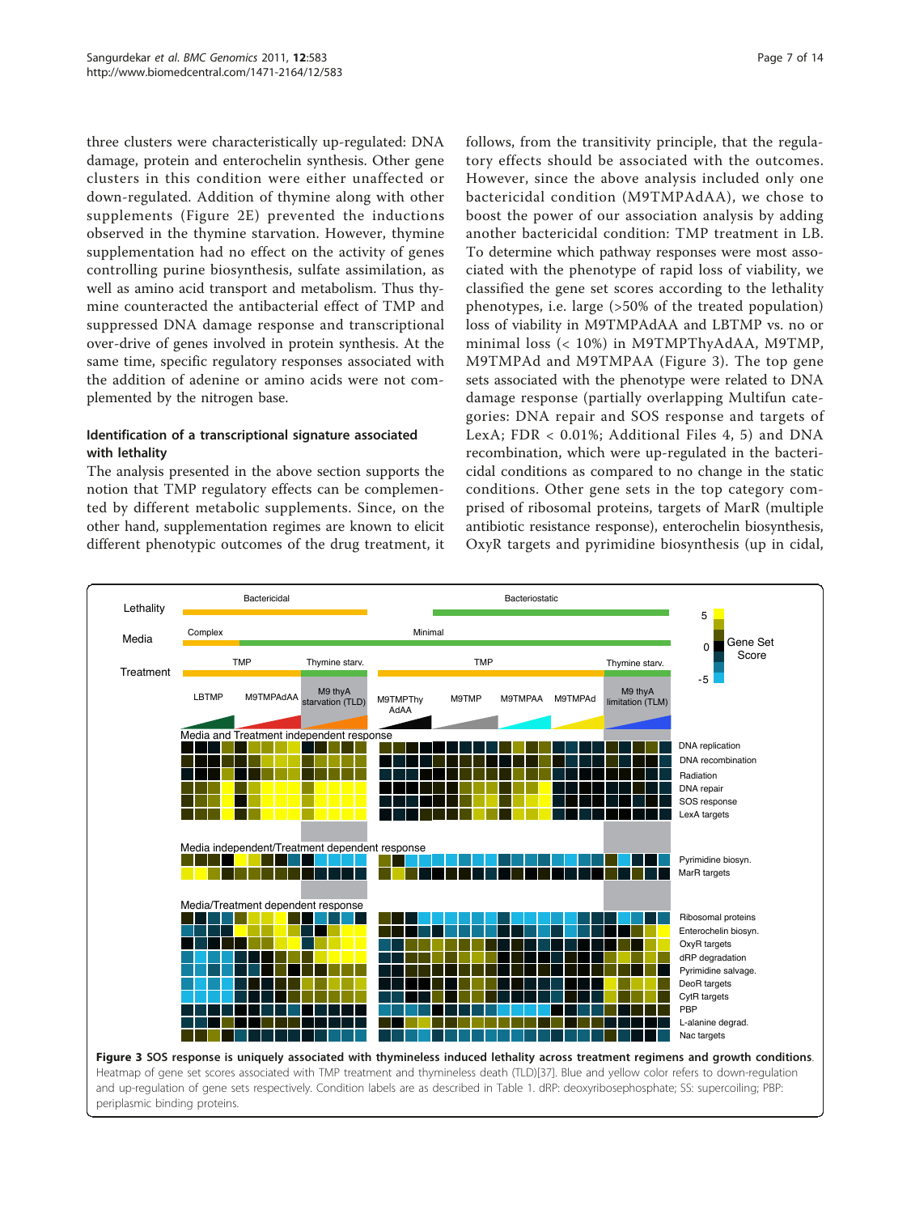three clusters were characteristically up-regulated: DNA damage, protein and enterochelin synthesis. Other gene clusters in this condition were either unaffected or down-regulated. Addition of thymine along with other supplements (Figure 2E) prevented the inductions observed in the thymine starvation. However, thymine supplementation had no effect on the activity of genes controlling purine biosynthesis, sulfate assimilation, as well as amino acid transport and metabolism. Thus thymine counteracted the antibacterial effect of TMP and suppressed DNA damage response and transcriptional over-drive of genes involved in protein synthesis. At the same time, specific regulatory responses associated with the addition of adenine or amino acids were not complemented by the nitrogen base.

### Identification of a transcriptional signature associated with lethality

The analysis presented in the above section supports the notion that TMP regulatory effects can be complemented by different metabolic supplements. Since, on the other hand, supplementation regimes are known to elicit different phenotypic outcomes of the drug treatment, it follows, from the transitivity principle, that the regulatory effects should be associated with the outcomes. However, since the above analysis included only one bactericidal condition (M9TMPAdAA), we chose to boost the power of our association analysis by adding another bactericidal condition: TMP treatment in LB. To determine which pathway responses were most associated with the phenotype of rapid loss of viability, we classified the gene set scores according to the lethality phenotypes, i.e. large (>50% of the treated population) loss of viability in M9TMPAdAA and LBTMP vs. no or minimal loss (< 10%) in M9TMPThyAdAA, M9TMP, M9TMPAd and M9TMPAA (Figure 3). The top gene sets associated with the phenotype were related to DNA damage response (partially overlapping Multifun categories: DNA repair and SOS response and targets of LexA; FDR < 0.01%; Additional Files 4, 5) and DNA recombination, which were up-regulated in the bactericidal conditions as compared to no change in the static conditions. Other gene sets in the top category comprised of ribosomal proteins, targets of MarR (multiple antibiotic resistance response), enterochelin biosynthesis, OxyR targets and pyrimidine biosynthesis (up in cidal,

**Figure 3 SOS response is uniquely associated with thymineless induced lethality across treatment regimens and growth conditions**. Heatmap of gene set scores associated with TMP treatment and thymineless death (TLD)[37]. Blue and yellow color refers to down-regulation and up-regulation of gene sets respectively. Condition labels are as described in Table 1. dRP: deoxyribosephosphate; SS: supercoiling; PBP: periplasmic binding proteins.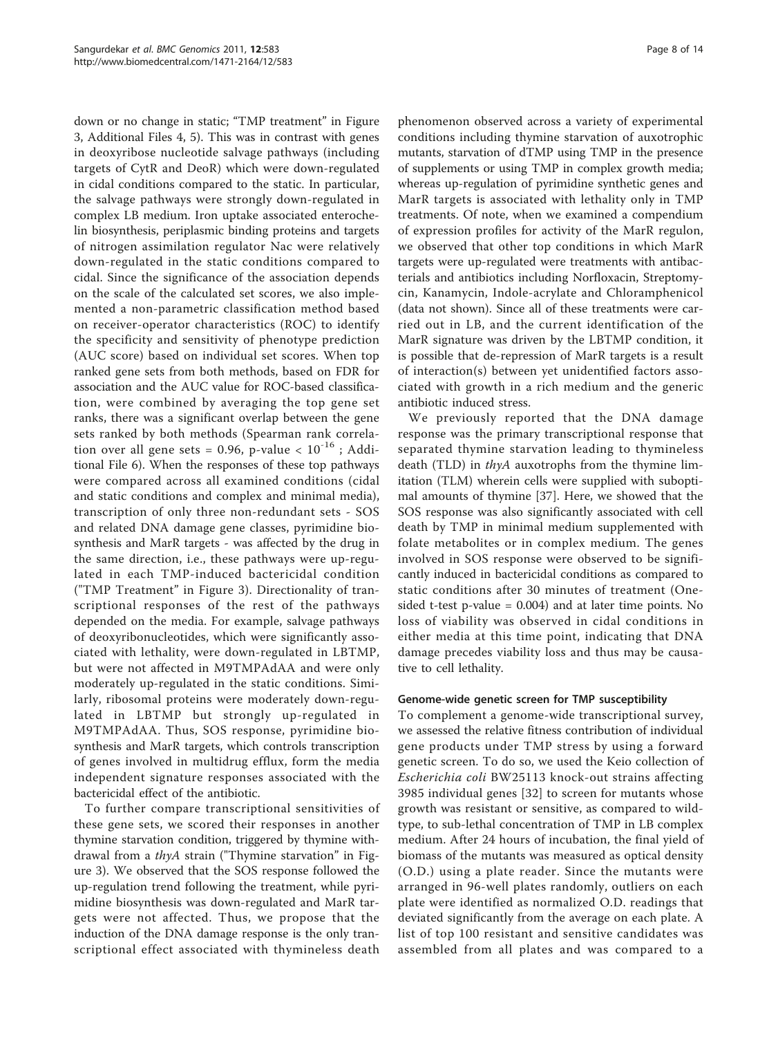down or no change in static; "TMP treatment" in Figure 3, Additional Files 4, 5). This was in contrast with genes in deoxyribose nucleotide salvage pathways (including targets of CytR and DeoR) which were down-regulated in cidal conditions compared to the static. In particular, the salvage pathways were strongly down-regulated in complex LB medium. Iron uptake associated enterochelin biosynthesis, periplasmic binding proteins and targets of nitrogen assimilation regulator Nac were relatively down-regulated in the static conditions compared to cidal. Since the significance of the association depends on the scale of the calculated set scores, we also implemented a non-parametric classification method based on receiver-operator characteristics (ROC) to identify the specificity and sensitivity of phenotype prediction (AUC score) based on individual set scores. When top ranked gene sets from both methods, based on FDR for association and the AUC value for ROC-based classification, were combined by averaging the top gene set ranks, there was a significant overlap between the gene sets ranked by both methods (Spearman rank correlation over all gene sets = 0.96, p-value < $10^{-16}$ ; Additional File 6). When the responses of these top pathways were compared across all examined conditions (cidal and static conditions and complex and minimal media), transcription of only three non-redundant sets - SOS and related DNA damage gene classes, pyrimidine biosynthesis and MarR targets - was affected by the drug in the same direction, i.e., these pathways were up-regulated in each TMP-induced bactericidal condition ("TMP Treatment" in Figure 3). Directionality of transcriptional responses of the rest of the pathways depended on the media. For example, salvage pathways of deoxyribonucleotides, which were significantly associated with lethality, were down-regulated in LBTMP, but were not affected in M9TMPAdAA and were only moderately up-regulated in the static conditions. Similarly, ribosomal proteins were moderately down-regulated in LBTMP but strongly up-regulated in M9TMPAdAA. Thus, SOS response, pyrimidine biosynthesis and MarR targets, which controls transcription of genes involved in multidrug efflux, form the media independent signature responses associated with the bactericidal effect of the antibiotic.

To further compare transcriptional sensitivities of these gene sets, we scored their responses in another thymine starvation condition, triggered by thymine withdrawal from a *thyA* strain ("Thymine starvation" in Figure 3). We observed that the SOS response followed the up-regulation trend following the treatment, while pyrimidine biosynthesis was down-regulated and MarR targets were not affected. Thus, we propose that the induction of the DNA damage response is the only transcriptional effect associated with thymineless death phenomenon observed across a variety of experimental conditions including thymine starvation of auxotrophic mutants, starvation of dTMP using TMP in the presence of supplements or using TMP in complex growth media; whereas up-regulation of pyrimidine synthetic genes and MarR targets is associated with lethality only in TMP treatments. Of note, when we examined a compendium of expression profiles for activity of the MarR regulon, we observed that other top conditions in which MarR targets were up-regulated were treatments with antibacterials and antibiotics including Norfloxacin, Streptomycin, Kanamycin, Indole-acrylate and Chloramphenicol (data not shown). Since all of these treatments were carried out in LB, and the current identification of the MarR signature was driven by the LBTMP condition, it is possible that de-repression of MarR targets is a result of interaction(s) between yet unidentified factors associated with growth in a rich medium and the generic antibiotic induced stress.

We previously reported that the DNA damage response was the primary transcriptional response that separated thymine starvation leading to thymineless death (TLD) in *thyA* auxotrophs from the thymine limitation (TLM) wherein cells were supplied with suboptimal amounts of thymine [37]. Here, we showed that the SOS response was also significantly associated with cell death by TMP in minimal medium supplemented with folate metabolites or in complex medium. The genes involved in SOS response were observed to be significantly induced in bactericidal conditions as compared to static conditions after 30 minutes of treatment (One-sided t-test p-value = 0.004) and at later time points. No loss of viability was observed in cidal conditions in either media at this time point, indicating that DNA damage precedes viability loss and thus may be causative to cell lethality.

### Genome-wide genetic screen for TMP susceptibility

To complement a genome-wide transcriptional survey, we assessed the relative fitness contribution of individual gene products under TMP stress by using a forward genetic screen. To do so, we used the Keio collection of *Escherichia coli* BW25113 knock-out strains affecting 3985 individual genes [32] to screen for mutants whose growth was resistant or sensitive, as compared to wild-type, to sub-lethal concentration of TMP in LB complex medium. After 24 hours of incubation, the final yield of biomass of the mutants was measured as optical density (O.D.) using a plate reader. Since the mutants were arranged in 96-well plates randomly, outliers on each plate were identified as normalized O.D. readings that deviated significantly from the average on each plate. A list of top 100 resistant and sensitive candidates was assembled from all plates and was compared to a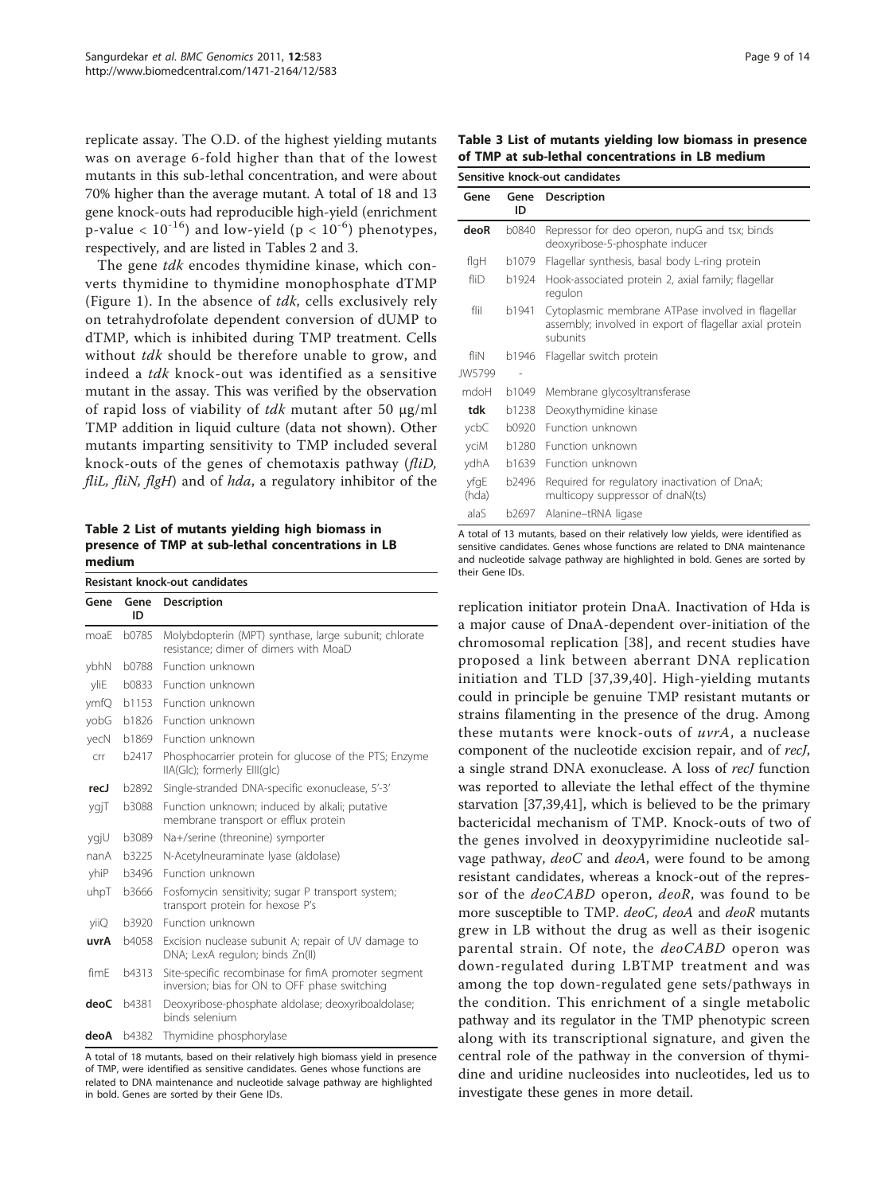replicate assay. The O.D. of the highest yielding mutants was on average 6-fold higher than that of the lowest mutants in this sub-lethal concentration, and were about 70% higher than the average mutant. A total of 18 and 13 gene knock-outs had reproducible high-yield (enrichment p-value $< 10^{-16}$) and low-yield ($p < 10^{-6}$) phenotypes, respectively, and are listed in Tables 2 and 3.

The gene *tdk* encodes thymidine kinase, which converts thymidine to thymidine monophosphate dTMP (Figure 1). In the absence of *tdk*, cells exclusively rely on tetrahydrofolate dependent conversion of dUMP to dTMP, which is inhibited during TMP treatment. Cells without *tdk* should be therefore unable to grow, and indeed a *tdk* knock-out was identified as a sensitive mutant in the assay. This was verified by the observation of rapid loss of viability of *tdk* mutant after 50 μg/ml TMP addition in liquid culture (data not shown). Other mutants imparting sensitivity to TMP included several knock-outs of the genes of chemotaxis pathway (*fliD, fliL, fliN, flgH*) and of *hda*, a regulatory inhibitor of the replication initiator protein DnaA. Inactivation of Hda is a major cause of DnaA-dependent over-initiation of the chromosomal replication [38], and recent studies have proposed a link between aberrant DNA replication initiation and TLD [37,39,40]. High-yielding mutants could in principle be genuine TMP resistant mutants or strains filamenting in the presence of the drug. Among these mutants were knock-outs of *uvrA*, a nuclease component of the nucleotide excision repair, and of *recJ*, a single strand DNA exonuclease. A loss of *recJ* function was reported to alleviate the lethal effect of the thymine starvation [37,39,41], which is believed to be the primary bactericidal mechanism of TMP. Knock-outs of two of the genes involved in deoxypyrimidine nucleotide salvage pathway, *deoC* and *deoA*, were found to be among resistant candidates, whereas a knock-out of the repressor of the *deoCABD* operon, *deoR*, was found to be more susceptible to TMP. *deoC*, *deoA* and *deoR* mutants grew in LB without the drug as well as their isogenic parental strain. Of note, the *deoCABD* operon was down-regulated during LBTMP treatment and was among the top down-regulated gene sets/pathways in the condition. This enrichment of a single metabolic pathway and its regulator in the TMP phenotypic screen along with its transcriptional signature, and given the central role of the pathway in the conversion of thymidine and uridine nucleosides into nucleotides, led us to investigate these genes in more detail.

**Table 2 List of mutants yielding high biomass in presence of TMP at sub-lethal concentrations in LB medium**

| Resistant knock-out candidates | | |
|---|---|---|
| **Gene** | **Gene ID** | **Description** |
| moaE | b0785 | Molybdopterin (MPT) synthase, large subunit; chlorate resistance; dimer of dimers with MoaD |
| ybhN | b0788 | Function unknown |
| yliE | b0833 | Function unknown |
| ymfQ | b1153 | Function unknown |
| yobG | b1826 | Function unknown |
| yecN | b1869 | Function unknown |
| crr | b2417 | Phosphocarrier protein for glucose of the PTS; Enzyme IIA(Glc); formerly EIII(glc) |
| **recJ** | b2892 | Single-stranded DNA-specific exonuclease, 5'-3' |
| ygjT | b3088 | Function unknown; induced by alkali; putative membrane transport or efflux protein |
| ygjU | b3089 | Na+/serine (threonine) symporter |
| nanA | b3225 | N-Acetylneuraminate lyase (aldolase) |
| yhiP | b3496 | Function unknown |
| uhpT | b3666 | Fosfomycin sensitivity; sugar P transport system; transport protein for hexose P's |
| yiiQ | b3920 | Function unknown |
| **uvrA** | b4058 | Excision nuclease subunit A; repair of UV damage to DNA; LexA regulon; binds Zn(II) |
| fimE | b4313 | Site-specific recombinase for fimA promoter segment inversion; bias for ON to OFF phase switching |
| **deoC** | b4381 | Deoxyribose-phosphate aldolase; deoxyriboaldolase; binds selenium |
| **deoA** | b4382 | Thymidine phosphorylase |

A total of 18 mutants, based on their relatively high biomass yield in presence of TMP, were identified as sensitive candidates. Genes whose functions are related to DNA maintenance and nucleotide salvage pathway are highlighted in bold. Genes are sorted by their Gene IDs.

**Table 3 List of mutants yielding low biomass in presence of TMP at sub-lethal concentrations in LB medium**

| Sensitive knock-out candidates | | |
|---|---|---|
| **Gene** | **Gene ID** | **Description** |
| **deoR** | b0840 | Repressor for deo operon, nupG and tsx; binds deoxyribose-5-phosphate inducer |
| flgH | b1079 | Flagellar synthesis, basal body L-ring protein |
| fliD | b1924 | Hook-associated protein 2, axial family; flagellar regulon |
| fliI | b1941 | Cytoplasmic membrane ATPase involved in flagellar assembly; involved in export of flagellar axial protein subunits |
| fliN | b1946 | Flagellar switch protein |
| JW5799 | - | |
| mdoH | b1049 | Membrane glycosyltransferase |
| **tdk** | b1238 | Deoxythymidine kinase |
| ycbC | b0920 | Function unknown |
| yciM | b1280 | Function unknown |
| ydhA | b1639 | Function unknown |
| yfgE (hda) | b2496 | Required for regulatory inactivation of DnaA; multicopy suppressor of dnaN(ts) |
| alaS | b2697 | Alanine–tRNA ligase |

A total of 13 mutants, based on their relatively low yields, were identified as sensitive candidates. Genes whose functions are related to DNA maintenance and nucleotide salvage pathway are highlighted in bold. Genes are sorted by their Gene IDs.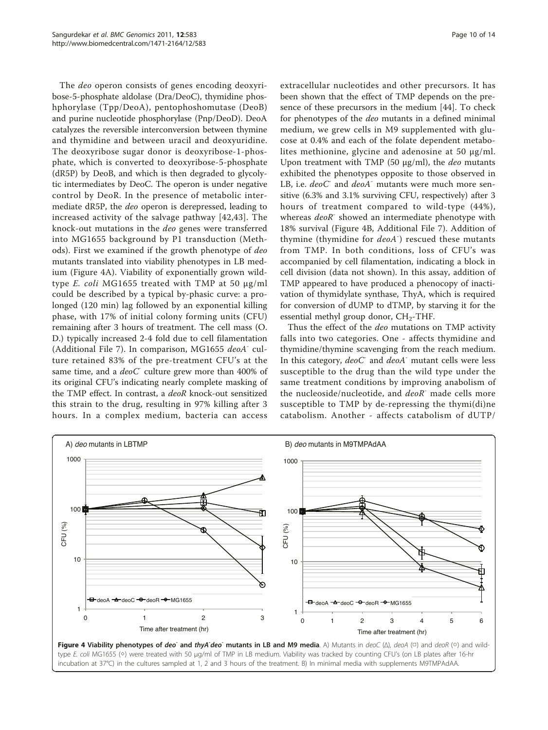The *deo* operon consists of genes encoding deoxyribose-5-phosphate aldolase (Dra/DeoC), thymidine phosphphorylase (Tpp/DeoA), pentophoshomutase (DeoB) and purine nucleotide phosphorylase (Pnp/DeoD). DeoA catalyzes the reversible interconversion between thymine and thymidine and between uracil and deoxyuridine. The deoxyribose sugar donor is deoxyribose-1-phosphate, which is converted to deoxyribose-5-phosphate (dR5P) by DeoB, and which is then degraded to glycolytic intermediates by DeoC. The operon is under negative control by DeoR. In the presence of metabolic intermediate dR5P, the *deo* operon is derepressed, leading to increased activity of the salvage pathway [42,43]. The knock-out mutations in the *deo* genes were transferred into MG1655 background by P1 transduction (Methods). First we examined if the growth phenotype of *deo* mutants translated into viability phenotypes in LB medium (Figure 4A). Viability of exponentially grown wild-type *E. coli* MG1655 treated with TMP at 50 μg/ml could be described by a typical by-phasic curve: a prolonged (120 min) lag followed by an exponential killing phase, with 17% of initial colony forming units (CFU) remaining after 3 hours of treatment. The cell mass (O. D.) typically increased 2-4 fold due to cell filamentation (Additional File 7). In comparison, MG1655 *deoA*⁻ culture retained 83% of the pre-treatment CFU's at the same time, and a *deoC*⁻ culture grew more than 400% of its original CFU's indicating nearly complete masking of the TMP effect. In contrast, a *deoR* knock-out sensitized this strain to the drug, resulting in 97% killing after 3 hours. In a complex medium, bacteria can access extracellular nucleotides and other precursors. It has been shown that the effect of TMP depends on the presence of these precursors in the medium [44]. To check for phenotypes of the *deo* mutants in a defined minimal medium, we grew cells in M9 supplemented with glucose at 0.4% and each of the folate dependent metabolites methionine, glycine and adenosine at 50 μg/ml. Upon treatment with TMP (50 μg/ml), the *deo* mutants exhibited the phenotypes opposite to those observed in LB, i.e. *deoC*⁻ and *deoA*⁻ mutants were much more sensitive (6.3% and 3.1% surviving CFU, respectively) after 3 hours of treatment compared to wild-type (44%), whereas *deoR*⁻ showed an intermediate phenotype with 18% survival (Figure 4B, Additional File 7). Addition of thymine (thymidine for *deoA*⁻) rescued these mutants from TMP. In both conditions, loss of CFU's was accompanied by cell filamentation, indicating a block in cell division (data not shown). In this assay, addition of TMP appeared to have produced a phenocopy of inactivation of thymidylate synthase, ThyA, which is required for conversion of dUMP to dTMP, by starving it for the essential methyl group donor, $CH_2$-THF.

Thus the effect of the *deo* mutations on TMP activity falls into two categories. One - affects thymidine and thymidine/thymine scavenging from the reach medium. In this category, *deoC*⁻ and *deoA*⁻ mutant cells were less susceptible to the drug than the wild type under the same treatment conditions by improving anabolism of the nucleoside/nucleotide, and *deoR*⁻ made cells more susceptible to TMP by de-repressing the thymi(di)ne catabolism. Another - affects catabolism of dUTP/

**Figure 4 Viability phenotypes of *deo*⁻ and *thyA*⁻*deo*⁻ mutants in LB and M9 media**. A) Mutants in *deoC* (Δ), *deoA* (□) and *deoR* (○) and wild-type *E. coli* MG1655 (◇) were treated with 50 μg/ml of TMP in LB medium. Viability was tracked by counting CFU's (on LB plates after 16-hr incubation at 37°C) in the cultures sampled at 1, 2 and 3 hours of the treatment. B) In minimal media with supplements M9TMPAdAA.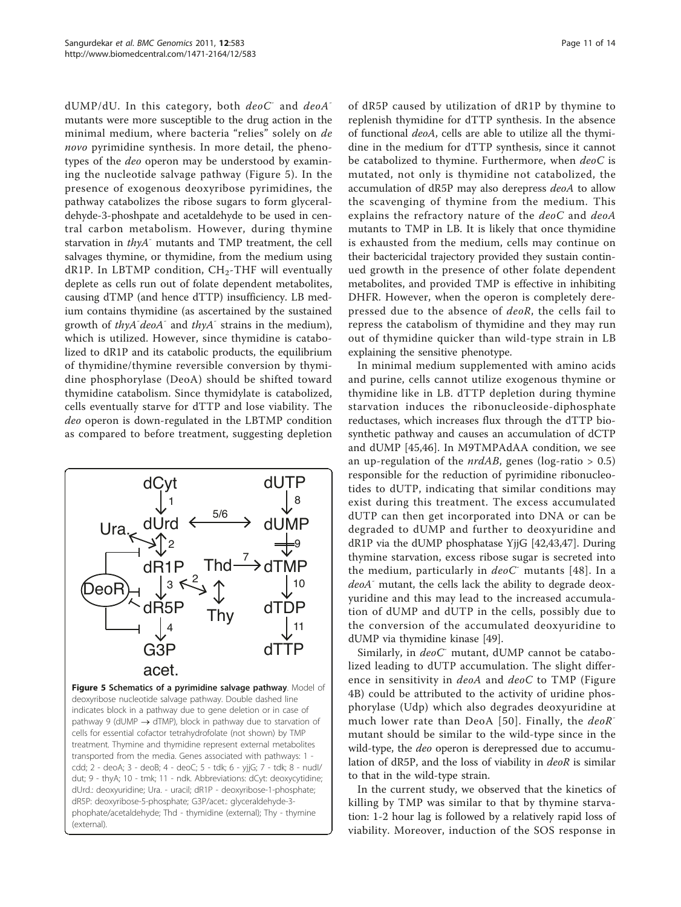dUMP/dU. In this category, both *deoC*[-] and *deoA*[-] mutants were more susceptible to the drug action in the minimal medium, where bacteria "relies" solely on *de novo* pyrimidine synthesis. In more detail, the phenotypes of the *deo* operon may be understood by examining the nucleotide salvage pathway (Figure 5). In the presence of exogenous deoxyribose pyrimidines, the pathway catabolizes the ribose sugars to form glyceraldehyde-3-phoshpate and acetaldehyde to be used in central carbon metabolism. However, during thymine starvation in *thyA*[-] mutants and TMP treatment, the cell salvages thymine, or thymidine, from the medium using dR1P. In LBTMP condition, $CH_2$-THF will eventually deplete as cells run out of folate dependent metabolites, causing dTMP (and hence dTTP) insufficiency. LB medium contains thymidine (as ascertained by the sustained growth of *thyA*[-]*deoA*[-] and *thyA*[-] strains in the medium), which is utilized. However, since thymidine is catabolized to dR1P and its catabolic products, the equilibrium of thymidine/thymine reversible conversion by thymidine phosphorylase (DeoA) should be shifted toward thymidine catabolism. Since thymidylate is catabolized, cells eventually starve for dTTP and lose viability. The *deo* operon is down-regulated in the LBTMP condition as compared to before treatment, suggesting depletion of dR5P caused by utilization of dR1P by thymine to replenish thymidine for dTTP synthesis. In the absence of functional *deoA*, cells are able to utilize all the thymidine in the medium for dTTP synthesis, since it cannot be catabolized to thymine. Furthermore, when *deoC* is mutated, not only is thymidine not catabolized, the accumulation of dR5P may also derepress *deoA* to allow the scavenging of thymine from the medium. This explains the refractory nature of the *deoC* and *deoA* mutants to TMP in LB. It is likely that once thymidine is exhausted from the medium, cells may continue on their bactericidal trajectory provided they sustain continued growth in the presence of other folate dependent metabolites, and provided TMP is effective in inhibiting DHFR. However, when the operon is completely derepressed due to the absence of *deoR*, the cells fail to repress the catabolism of thymidine and they may run out of thymidine quicker than wild-type strain in LB explaining the sensitive phenotype.

In minimal medium supplemented with amino acids and purine, cells cannot utilize exogenous thymine or thymidine like in LB. dTTP depletion during thymine starvation induces the ribonucleoside-diphosphate reductases, which increases flux through the dTTP biosynthetic pathway and causes an accumulation of dCTP and dUMP [45,46]. In M9TMPAdAA condition, we see an up-regulation of the *nrdAB*, genes (log-ratio > 0.5) responsible for the reduction of pyrimidine ribonucleotides to dUTP, indicating that similar conditions may exist during this treatment. The excess accumulated dUTP can then get incorporated into DNA or can be degraded to dUMP and further to deoxyuridine and dR1P via the dUMP phosphatase YjjG [42,43,47]. During thymine starvation, excess ribose sugar is secreted into the medium, particularly in *deoC*[-] mutants [48]. In a *deoA*[-] mutant, the cells lack the ability to degrade deoxyuridine and this may lead to the increased accumulation of dUMP and dUTP in the cells, possibly due to the conversion of the accumulated deoxyuridine to dUMP via thymidine kinase [49].

Similarly, in *deoC*[-] mutant, dUMP cannot be catabolized leading to dUTP accumulation. The slight difference in sensitivity in *deoA* and *deoC* to TMP (Figure 4B) could be attributed to the activity of uridine phosphorylase (Udp) which also degrades deoxyuridine at much lower rate than DeoA [50]. Finally, the *deoR*[-] mutant should be similar to the wild-type since in the wild-type, the *deo* operon is derepressed due to accumulation of dR5P, and the loss of viability in *deoR* is similar to that in the wild-type strain.

In the current study, we observed that the kinetics of killing by TMP was similar to that by thymine starvation: 1-2 hour lag is followed by a relatively rapid loss of viability. Moreover, induction of the SOS response in

**Figure 5 Schematics of a pyrimidine salvage pathway**. Model of deoxyribose nucleotide salvage pathway. Double dashed line indicates block in a pathway due to gene deletion or in case of pathway 9 (dUMP → dTMP), block in pathway due to starvation of cells for essential cofactor tetrahydrofolate (not shown) by TMP treatment. Thymine and thymidine represent external metabolites transported from the media. Genes associated with pathways: 1 - cdd; 2 - deoA; 3 - deoB; 4 - deoC; 5 - tdk; 6 - yjjG; 7 - tdk; 8 - nudI/dut; 9 - thyA; 10 - tmk; 11 - ndk. Abbreviations: dCyt: deoxycytidine; dUrd.: deoxyuridine; Ura. - uracil; dR1P - deoxyribose-1-phosphate; dR5P: deoxyribose-5-phosphate; G3P/acet.: glyceraldehyde-3-phophate/acetaldehyde; Thd - thymidine (external); Thy - thymine (external).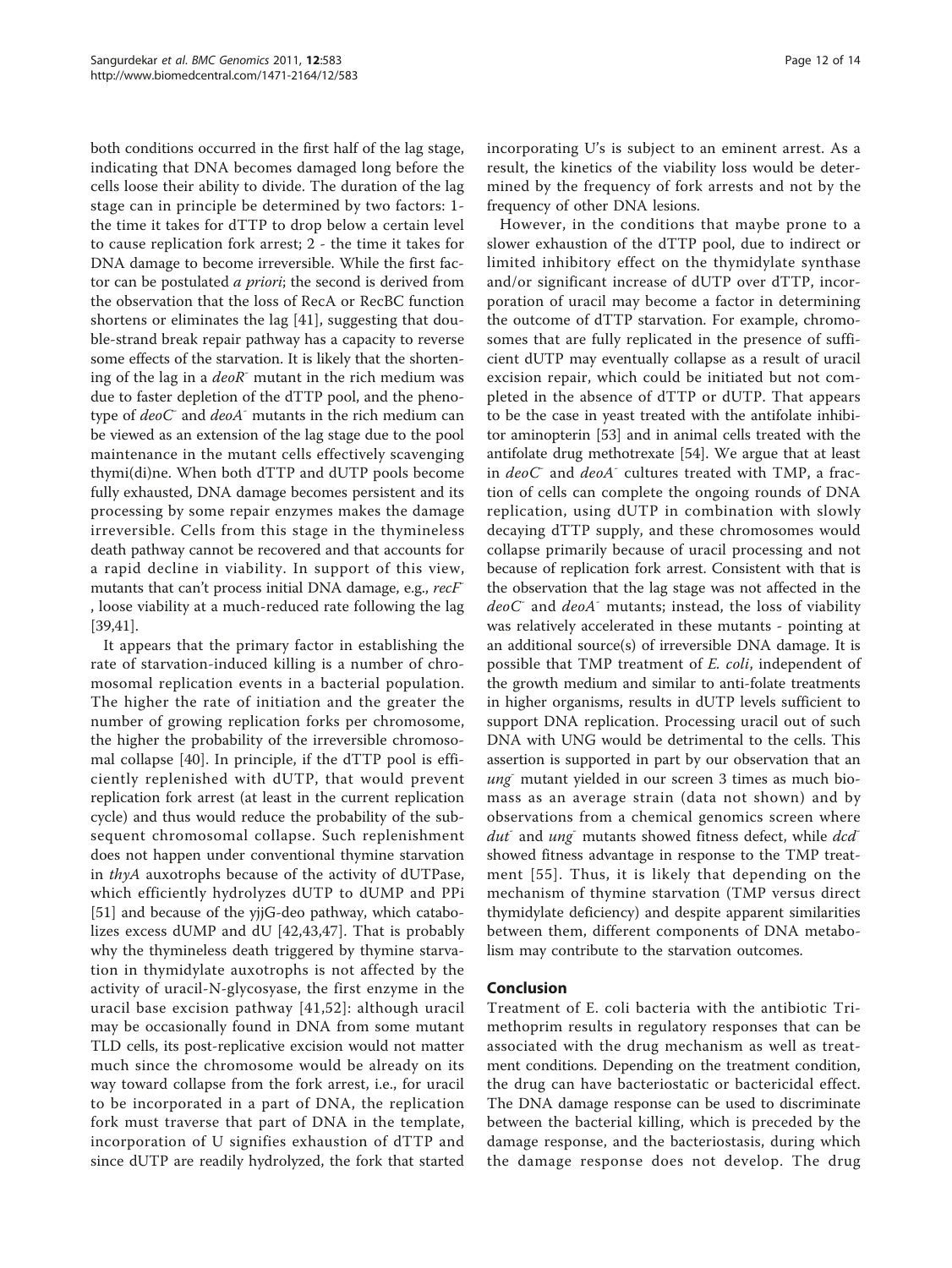both conditions occurred in the first half of the lag stage, indicating that DNA becomes damaged long before the cells loose their ability to divide. The duration of the lag stage can in principle be determined by two factors: 1- the time it takes for dTTP to drop below a certain level to cause replication fork arrest; 2 - the time it takes for DNA damage to become irreversible. While the first factor can be postulated *a priori*; the second is derived from the observation that the loss of RecA or RecBC function shortens or eliminates the lag [41], suggesting that double-strand break repair pathway has a capacity to reverse some effects of the starvation. It is likely that the shortening of the lag in a *deoR*- mutant in the rich medium was due to faster depletion of the dTTP pool, and the phenotype of *deoC*- and *deoA*- mutants in the rich medium can be viewed as an extension of the lag stage due to the pool maintenance in the mutant cells effectively scavenging thymi(di)ne. When both dTTP and dUTP pools become fully exhausted, DNA damage becomes persistent and its processing by some repair enzymes makes the damage irreversible. Cells from this stage in the thymineless death pathway cannot be recovered and that accounts for a rapid decline in viability. In support of this view, mutants that can't process initial DNA damage, e.g., *recF*- , loose viability at a much-reduced rate following the lag [39,41].

It appears that the primary factor in establishing the rate of starvation-induced killing is a number of chromosomal replication events in a bacterial population. The higher the rate of initiation and the greater the number of growing replication forks per chromosome, the higher the probability of the irreversible chromosomal collapse [40]. In principle, if the dTTP pool is efficiently replenished with dUTP, that would prevent replication fork arrest (at least in the current replication cycle) and thus would reduce the probability of the subsequent chromosomal collapse. Such replenishment does not happen under conventional thymine starvation in *thyA* auxotrophs because of the activity of dUTPase, which efficiently hydrolyzes dUTP to dUMP and PPi [51] and because of the yjjG-deo pathway, which catabolizes excess dUMP and dU [42,43,47]. That is probably why the thymineless death triggered by thymine starvation in thymidylate auxotrophs is not affected by the activity of uracil-N-glycosyase, the first enzyme in the uracil base excision pathway [41,52]: although uracil may be occasionally found in DNA from some mutant TLD cells, its post-replicative excision would not matter much since the chromosome would be already on its way toward collapse from the fork arrest, i.e., for uracil to be incorporated in a part of DNA, the replication fork must traverse that part of DNA in the template, incorporation of U signifies exhaustion of dTTP and since dUTP are readily hydrolyzed, the fork that started incorporating U's is subject to an eminent arrest. As a result, the kinetics of the viability loss would be determined by the frequency of fork arrests and not by the frequency of other DNA lesions.

However, in the conditions that maybe prone to a slower exhaustion of the dTTP pool, due to indirect or limited inhibitory effect on the thymidylate synthase and/or significant increase of dUTP over dTTP, incorporation of uracil may become a factor in determining the outcome of dTTP starvation. For example, chromosomes that are fully replicated in the presence of sufficient dUTP may eventually collapse as a result of uracil excision repair, which could be initiated but not completed in the absence of dTTP or dUTP. That appears to be the case in yeast treated with the antifolate inhibitor aminopterin [53] and in animal cells treated with the antifolate drug methotrexate [54]. We argue that at least in *deoC*- and *deoA*- cultures treated with TMP, a fraction of cells can complete the ongoing rounds of DNA replication, using dUTP in combination with slowly decaying dTTP supply, and these chromosomes would collapse primarily because of uracil processing and not because of replication fork arrest. Consistent with that is the observation that the lag stage was not affected in the *deoC*- and *deoA*- mutants; instead, the loss of viability was relatively accelerated in these mutants - pointing at an additional source(s) of irreversible DNA damage. It is possible that TMP treatment of *E. coli*, independent of the growth medium and similar to anti-folate treatments in higher organisms, results in dUTP levels sufficient to support DNA replication. Processing uracil out of such DNA with UNG would be detrimental to the cells. This assertion is supported in part by our observation that an *ung*- mutant yielded in our screen 3 times as much biomass as an average strain (data not shown) and by observations from a chemical genomics screen where *dut*- and *ung*- mutants showed fitness defect, while *dcd*- showed fitness advantage in response to the TMP treatment [55]. Thus, it is likely that depending on the mechanism of thymine starvation (TMP versus direct thymidylate deficiency) and despite apparent similarities between them, different components of DNA metabolism may contribute to the starvation outcomes.

## Conclusion

Treatment of E. coli bacteria with the antibiotic Trimethoprim results in regulatory responses that can be associated with the drug mechanism as well as treatment conditions. Depending on the treatment condition, the drug can have bacteriostatic or bactericidal effect. The DNA damage response can be used to discriminate between the bacterial killing, which is preceded by the damage response, and the bacteriostasis, during which the damage response does not develop. The drug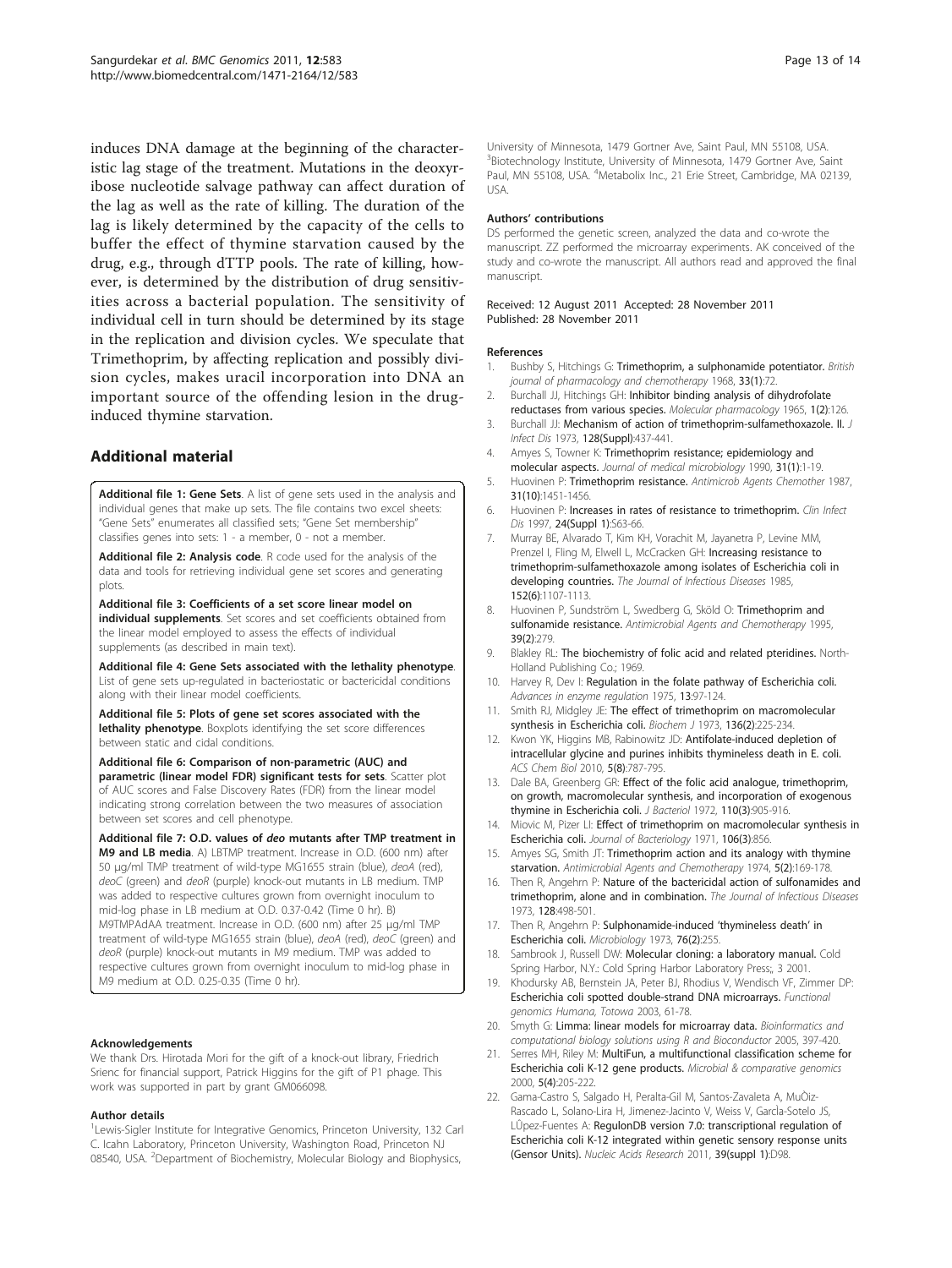induces DNA damage at the beginning of the characteristic lag stage of the treatment. Mutations in the deoxyribose nucleotide salvage pathway can affect duration of the lag as well as the rate of killing. The duration of the lag is likely determined by the capacity of the cells to buffer the effect of thymine starvation caused by the drug, e.g., through dTTP pools. The rate of killing, however, is determined by the distribution of drug sensitivities across a bacterial population. The sensitivity of individual cell in turn should be determined by its stage in the replication and division cycles. We speculate that Trimethoprim, by affecting replication and possibly division cycles, makes uracil incorporation into DNA an important source of the offending lesion in the drug-induced thymine starvation.

## Additional material

**Additional file 1: Gene Sets**. A list of gene sets used in the analysis and individual genes that make up sets. The file contains two excel sheets: "Gene Sets" enumerates all classified sets; "Gene Set membership" classifies genes into sets: 1 - a member, 0 - not a member.

**Additional file 2: Analysis code**. R code used for the analysis of the data and tools for retrieving individual gene set scores and generating plots.

**Additional file 3: Coefficients of a set score linear model on individual supplements**. Set scores and set coefficients obtained from the linear model employed to assess the effects of individual supplements (as described in main text).

**Additional file 4: Gene Sets associated with the lethality phenotype**. List of gene sets up-regulated in bacteriostatic or bactericidal conditions along with their linear model coefficients.

**Additional file 5: Plots of gene set scores associated with the lethality phenotype**. Boxplots identifying the set score differences between static and cidal conditions.

**Additional file 6: Comparison of non-parametric (AUC) and parametric (linear model FDR) significant tests for sets**. Scatter plot of AUC scores and False Discovery Rates (FDR) from the linear model indicating strong correlation between the two measures of association between set scores and cell phenotype.

**Additional file 7: O.D. values of *deo* mutants after TMP treatment in M9 and LB media**. A) LBTMP treatment. Increase in O.D. (600 nm) after 50 μg/ml TMP treatment of wild-type MG1655 strain (blue), *deoA* (red), *deoC* (green) and *deoR* (purple) knock-out mutants in LB medium. TMP was added to respective cultures grown from overnight inoculum to mid-log phase in LB medium at O.D. 0.37-0.42 (Time 0 hr). B) M9TMPAdAA treatment. Increase in O.D. (600 nm) after 25 μg/ml TMP treatment of wild-type MG1655 strain (blue), *deoA* (red), *deoC* (green) and *deoR* (purple) knock-out mutants in M9 medium. TMP was added to respective cultures grown from overnight inoculum to mid-log phase in M9 medium at O.D. 0.25-0.35 (Time 0 hr).

#### Acknowledgements

We thank Drs. Hirotada Mori for the gift of a knock-out library, Friedrich Srienc for financial support, Patrick Higgins for the gift of P1 phage. This work was supported in part by grant GM066098.

#### Author details

[1]Lewis-Sigler Institute for Integrative Genomics, Princeton University, 132 Carl C. Icahn Laboratory, Princeton University, Washington Road, Princeton NJ 08540, USA. [2]Department of Biochemistry, Molecular Biology and Biophysics, University of Minnesota, 1479 Gortner Ave, Saint Paul, MN 55108, USA. [3]Biotechnology Institute, University of Minnesota, 1479 Gortner Ave, Saint Paul, MN 55108, USA. [4]Metabolix Inc., 21 Erie Street, Cambridge, MA 02139, USA.

#### Authors' contributions

DS performed the genetic screen, analyzed the data and co-wrote the manuscript. ZZ performed the microarray experiments. AK conceived of the study and co-wrote the manuscript. All authors read and approved the final manuscript.

Received: 12 August 2011 Accepted: 28 November 2011
Published: 28 November 2011

#### References

1. Bushby S, Hitchings G: **Trimethoprim, a sulphonamide potentiator.** *British journal of pharmacology and chemotherapy* 1968, **33(1)**:72.
2. Burchall JJ, Hitchings GH: **Inhibitor binding analysis of dihydrofolate reductases from various species.** *Molecular pharmacology* 1965, **1(2)**:126.
3. Burchall JJ: **Mechanism of action of trimethoprim-sulfamethoxazole. II.** *J Infect Dis* 1973, **128(Suppl)**:437-441.
4. Amyes S, Towner K: **Trimethoprim resistance; epidemiology and molecular aspects.** *Journal of medical microbiology* 1990, **31(1)**:1-19.
5. Huovinen P: **Trimethoprim resistance.** *Antimicrob Agents Chemother* 1987, **31(10)**:1451-1456.
6. Huovinen P: **Increases in rates of resistance to trimethoprim.** *Clin Infect Dis* 1997, **24(Suppl 1)**:S63-66.
7. Murray BE, Alvarado T, Kim KH, Vorachit M, Jayanetra P, Levine MM, Prenzel I, Fling M, Elwell L, McCracken GH: **Increasing resistance to trimethoprim-sulfamethoxazole among isolates of Escherichia coli in developing countries.** *The Journal of Infectious Diseases* 1985, **152(6)**:1107-1113.
8. Huovinen P, Sundström L, Swedberg G, Sköld O: **Trimethoprim and sulfonamide resistance.** *Antimicrobial Agents and Chemotherapy* 1995, **39(2)**:279.
9. Blakley RL: **The biochemistry of folic acid and related pteridines.** North-Holland Publishing Co.; 1969.
10. Harvey R, Dev I: **Regulation in the folate pathway of Escherichia coli.** *Advances in enzyme regulation* 1975, **13**:97-124.
11. Smith RJ, Midgley JE: **The effect of trimethoprim on macromolecular synthesis in Escherichia coli.** *Biochem J* 1973, **136(2)**:225-234.
12. Kwon YK, Higgins MB, Rabinowitz JD: **Antifolate-induced depletion of intracellular glycine and purines inhibits thymineless death in E. coli.** *ACS Chem Biol* 2010, **5(8)**:787-795.
13. Dale BA, Greenberg GR: **Effect of the folic acid analogue, trimethoprim, on growth, macromolecular synthesis, and incorporation of exogenous thymine in Escherichia coli.** *J Bacteriol* 1972, **110(3)**:905-916.
14. Miovic M, Pizer LI: **Effect of trimethoprim on macromolecular synthesis in Escherichia coli.** *Journal of Bacteriology* 1971, **106(3)**:856.
15. Amyes SG, Smith JT: **Trimethoprim action and its analogy with thymine starvation.** *Antimicrobial Agents and Chemotherapy* 1974, **5(2)**:169-178.
16. Then R, Angehrn P: **Nature of the bactericidal action of sulfonamides and trimethoprim, alone and in combination.** *The Journal of Infectious Diseases* 1973, **128**:498-501.
17. Then R, Angehrn P: **Sulphonamide-induced 'thymineless death' in Escherichia coli.** *Microbiology* 1973, **76(2)**:255.
18. Sambrook J, Russell DW: **Molecular cloning: a laboratory manual.** Cold Spring Harbor, N.Y.: Cold Spring Harbor Laboratory Press;, 3 2001.
19. Khodursky AB, Bernstein JA, Peter BJ, Rhodius V, Wendisch VF, Zimmer DP: **Escherichia coli spotted double-strand DNA microarrays.** *Functional genomics Humana, Totowa* 2003, 61-78.
20. Smyth G: **Limma: linear models for microarray data.** *Bioinformatics and computational biology solutions using R and Bioconductor* 2005, 397-420.
21. Serres MH, Riley M: **MultiFun, a multifunctional classification scheme for Escherichia coli K-12 gene products.** *Microbial & comparative genomics* 2000, **5(4)**:205-222.
22. Gama-Castro S, Salgado H, Peralta-Gil M, Santos-Zavaleta A, MuÒiz-Rascado L, Solano-Lira H, Jimenez-Jacinto V, Weiss V, GarcÌa-Sotelo JS, LÛpez-Fuentes A: **RegulonDB version 7.0: transcriptional regulation of Escherichia coli K-12 integrated within genetic sensory response units (Gensor Units).** *Nucleic Acids Research* 2011, **39(suppl 1)**:D98.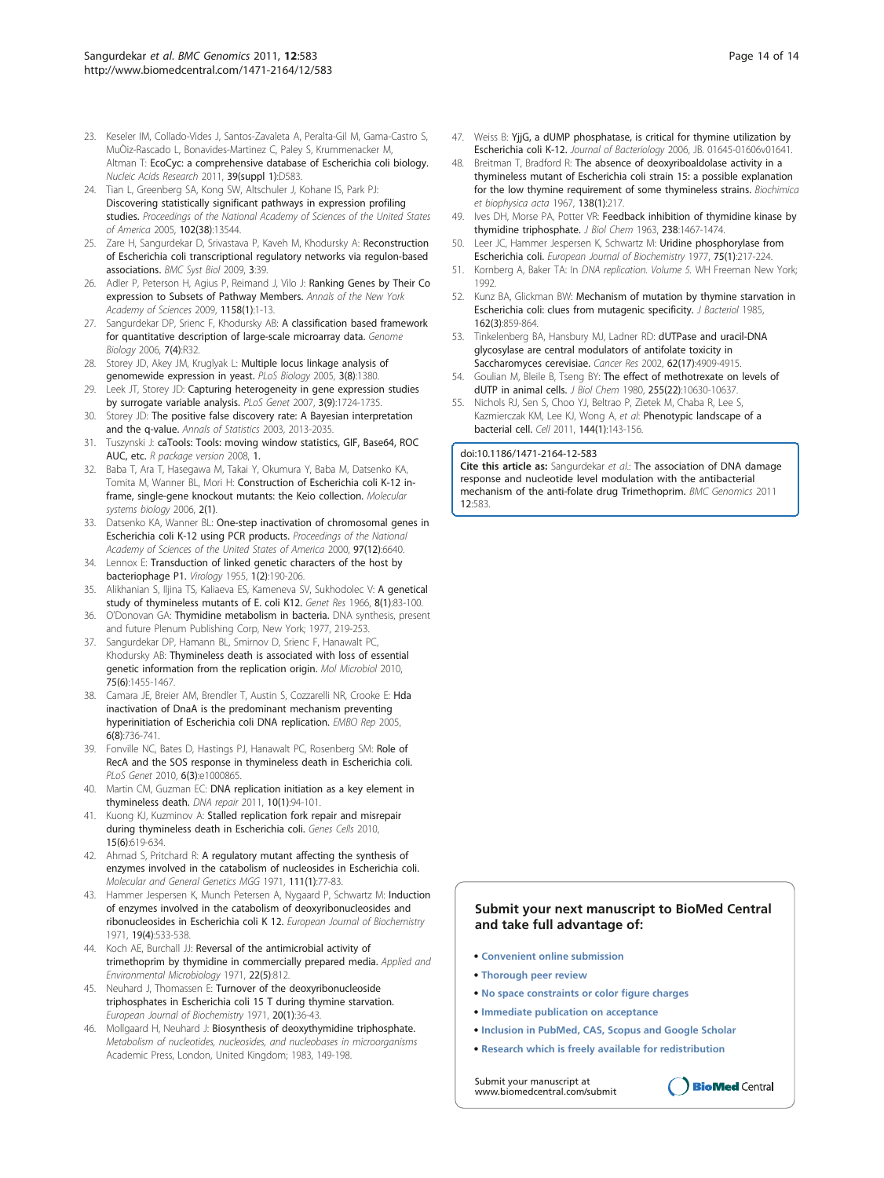23. Keseler IM, Collado-Vides J, Santos-Zavaleta A, Peralta-Gil M, Gama-Castro S, MuÒiz-Rascado L, Bonavides-Martinez C, Paley S, Krummenacker M, Altman T: **EcoCyc: a comprehensive database of Escherichia coli biology.** *Nucleic Acids Research* 2011, **39(suppl 1)**:D583.
24. Tian L, Greenberg SA, Kong SW, Altschuler J, Kohane IS, Park PJ: **Discovering statistically significant pathways in expression profiling studies.** *Proceedings of the National Academy of Sciences of the United States of America* 2005, **102(38)**:13544.
25. Zare H, Sangurdekar D, Srivastava P, Kaveh M, Khodursky A: **Reconstruction of Escherichia coli transcriptional regulatory networks via regulon-based associations.** *BMC Syst Biol* 2009, **3**:39.
26. Adler P, Peterson H, Agius P, Reimand J, Vilo J: **Ranking Genes by Their Co expression to Subsets of Pathway Members.** *Annals of the New York Academy of Sciences* 2009, **1158(1)**:1-13.
27. Sangurdekar DP, Srienc F, Khodursky AB: **A classification based framework for quantitative description of large-scale microarray data.** *Genome Biology* 2006, **7(4)**:R32.
28. Storey JD, Akey JM, Kruglyak L: **Multiple locus linkage analysis of genomewide expression in yeast.** *PLoS Biology* 2005, **3(8)**:1380.
29. Leek JT, Storey JD: **Capturing heterogeneity in gene expression studies by surrogate variable analysis.** *PLoS Genet* 2007, **3(9)**:1724-1735.
30. Storey JD: **The positive false discovery rate: A Bayesian interpretation and the q-value.** *Annals of Statistics* 2003, 2013-2035.
31. Tuszynski J: **caTools: Tools: moving window statistics, GIF, Base64, ROC AUC, etc.** *R package version* 2008, **1**.
32. Baba T, Ara T, Hasegawa M, Takai Y, Okumura Y, Baba M, Datsenko KA, Tomita M, Wanner BL, Mori H: **Construction of Escherichia coli K-12 in-frame, single-gene knockout mutants: the Keio collection.** *Molecular systems biology* 2006, **2(1)**.
33. Datsenko KA, Wanner BL: **One-step inactivation of chromosomal genes in Escherichia coli K-12 using PCR products.** *Proceedings of the National Academy of Sciences of the United States of America* 2000, **97(12)**:6640.
34. Lennox E: **Transduction of linked genetic characters of the host by bacteriophage P1.** *Virology* 1955, **1(2)**:190-206.
35. Alikhanian S, Iljina TS, Kaliaeva ES, Kameneva SV, Sukhodolec V: **A genetical study of thymineless mutants of E. coli K12.** *Genet Res* 1966, **8(1)**:83-100.
36. O'Donovan GA: **Thymidine metabolism in bacteria.** DNA synthesis, present and future Plenum Publishing Corp, New York; 1977, 219-253.
37. Sangurdekar DP, Hamann BL, Smirnov D, Srienc F, Hanawalt PC, Khodursky AB: **Thymineless death is associated with loss of essential genetic information from the replication origin.** *Mol Microbiol* 2010, **75(6)**:1455-1467.
38. Camara JE, Breier AM, Brendler T, Austin S, Cozzarelli NR, Crooke E: **Hda inactivation of DnaA is the predominant mechanism preventing hyperinitiation of Escherichia coli DNA replication.** *EMBO Rep* 2005, **6(8)**:736-741.
39. Fonville NC, Bates D, Hastings PJ, Hanawalt PC, Rosenberg SM: **Role of RecA and the SOS response in thymineless death in Escherichia coli.** *PLoS Genet* 2010, **6(3)**:e1000865.
40. Martin CM, Guzman EC: **DNA replication initiation as a key element in thymineless death.** *DNA repair* 2011, **10(1)**:94-101.
41. Kuong KJ, Kuzminov A: **Stalled replication fork repair and misrepair during thymineless death in Escherichia coli.** *Genes Cells* 2010, **15(6)**:619-634.
42. Ahmad S, Pritchard R: **A regulatory mutant affecting the synthesis of enzymes involved in the catabolism of nucleosides in Escherichia coli.** *Molecular and General Genetics MGG* 1971, **111(1)**:77-83.
43. Hammer Jespersen K, Munch Petersen A, Nygaard P, Schwartz M: **Induction of enzymes involved in the catabolism of deoxyribonucleosides and ribonucleosides in Escherichia coli K 12.** *European Journal of Biochemistry* 1971, **19(4)**:533-538.
44. Koch AE, Burchall JJ: **Reversal of the antimicrobial activity of trimethoprim by thymidine in commercially prepared media.** *Applied and Environmental Microbiology* 1971, **22(5)**:812.
45. Neuhard J, Thomassen E: **Turnover of the deoxyribonucleoside triphosphates in Escherichia coli 15 T during thymine starvation.** *European Journal of Biochemistry* 1971, **20(1)**:36-43.
46. Mollgaard H, Neuhard J: **Biosynthesis of deoxythymidine triphosphate.** *Metabolism of nucleotides, nucleosides, and nucleobases in microorganisms* Academic Press, London, United Kingdom; 1983, 149-198.
47. Weiss B: **YjjG, a dUMP phosphatase, is critical for thymine utilization by Escherichia coli K-12.** *Journal of Bacteriology* 2006, JB. 01645-01606v01641.
48. Breitman T, Bradford R: **The absence of deoxyriboaldolase activity in a thymineless mutant of Escherichia coli strain 15: a possible explanation for the low thymine requirement of some thymineless strains.** *Biochimica et biophysica acta* 1967, **138(1)**:217.
49. Ives DH, Morse PA, Potter VR: **Feedback inhibition of thymidine kinase by thymidine triphosphate.** *J Biol Chem* 1963, **238**:1467-1474.
50. Leer JC, Hammer Jespersen K, Schwartz M: **Uridine phosphorylase from Escherichia coli.** *European Journal of Biochemistry* 1977, **75(1)**:217-224.
51. Kornberg A, Baker TA: In *DNA replication. Volume 5.* WH Freeman New York; 1992.
52. Kunz BA, Glickman BW: **Mechanism of mutation by thymine starvation in Escherichia coli: clues from mutagenic specificity.** *J Bacteriol* 1985, **162(3)**:859-864.
53. Tinkelenberg BA, Hansbury MJ, Ladner RD: **dUTPase and uracil-DNA glycosylase are central modulators of antifolate toxicity in Saccharomyces cerevisiae.** *Cancer Res* 2002, **62(17)**:4909-4915.
54. Goulian M, Bleile B, Tseng BY: **The effect of methotrexate on levels of dUTP in animal cells.** *J Biol Chem* 1980, **255(22)**:10630-10637.
55. Nichols RJ, Sen S, Choo YJ, Beltrao P, Zietek M, Chaba R, Lee S, Kazmierczak KM, Lee KJ, Wong A, *et al*: **Phenotypic landscape of a bacterial cell.** *Cell* 2011, **144(1)**:143-156.

doi:10.1186/1471-2164-12-583

**Cite this article as:** Sangurdekar *et al.*: The association of DNA damage response and nucleotide level modulation with the antibacterial mechanism of the anti-folate drug Trimethoprim. *BMC Genomics* 2011 **12**:583.

**Submit your next manuscript to BioMed Central and take full advantage of:**

- **Convenient online submission**
- **Thorough peer review**
- **No space constraints or color figure charges**
- **Immediate publication on acceptance**
- **Inclusion in PubMed, CAS, Scopus and Google Scholar**
- **Research which is freely available for redistribution**

Submit your manuscript at
www.biomedcentral.com/submit

BioMed Central